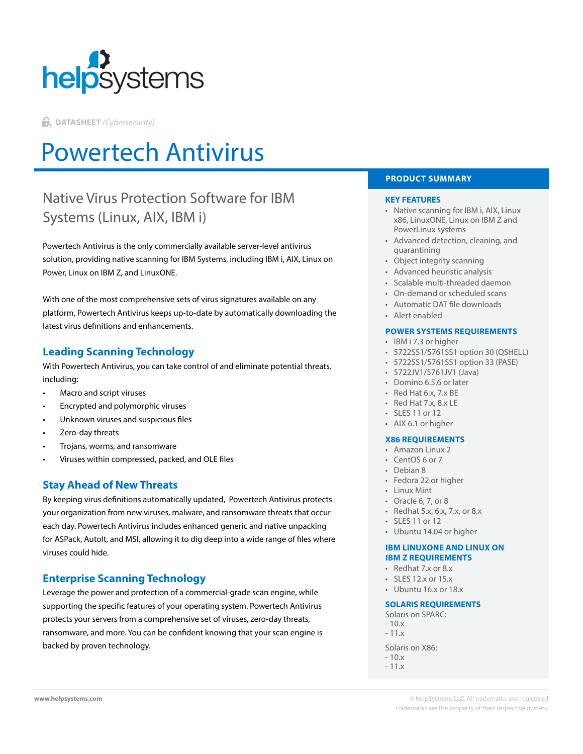helpsystems

**DATASHEET** *(Cybersecurity)*

# Powertech Antivirus

## Native Virus Protection Software for IBM Systems (Linux, AIX, IBM i)

Powertech Antivirus is the only commercially available server-level antivirus solution, providing native scanning for IBM Systems, including IBM i, AIX, Linux on Power, Linux on IBM Z, and LinuxONE.

With one of the most comprehensive sets of virus signatures available on any platform, Powertech Antivirus keeps up-to-date by automatically downloading the latest virus definitions and enhancements.

### Leading Scanning Technology

With Powertech Antivirus, you can take control of and eliminate potential threats, including:

- Macro and script viruses
- Encrypted and polymorphic viruses
- Unknown viruses and suspicious files
- Zero-day threats
- Trojans, worms, and ransomware
- Viruses within compressed, packed, and OLE files

### Stay Ahead of New Threats

By keeping virus definitions automatically updated, Powertech Antivirus protects your organization from new viruses, malware, and ransomware threats that occur each day. Powertech Antivirus includes enhanced generic and native unpacking for ASPack, AutoIt, and MSI, allowing it to dig deep into a wide range of files where viruses could hide.

### Enterprise Scanning Technology

Leverage the power and protection of a commercial-grade scan engine, while supporting the specific features of your operating system. Powertech Antivirus protects your servers from a comprehensive set of viruses, zero-day threats, ransomware, and more. You can be confident knowing that your scan engine is backed by proven technology.

## PRODUCT SUMMARY

### KEY FEATURES

- Native scanning for IBM i, AIX, Linux x86, LinuxONE, Linux on IBM Z and PowerLinux systems
- Advanced detection, cleaning, and quarantining
- Object integrity scanning
- Advanced heuristic analysis
- Scalable multi-threaded daemon
- On-demand or scheduled scans
- Automatic DAT file downloads
- Alert enabled

### POWER SYSTEMS REQUIREMENTS

- IBM i 7.3 or higher
- 5722SS1/5761SS1 option 30 (QSHELL)
- 5722SS1/5761SS1 option 33 (PASE)
- 5722JV1/5761JV1 (Java)
- Domino 6.5.6 or later
- Red Hat 6.x, 7.x BE
- Red Hat 7.x, 8.x LE
- SLES 11 or 12
- AIX 6.1 or higher

### X86 REQUIREMENTS

- Amazon Linux 2
- CentOS 6 or 7
- Debian 8
- Fedora 22 or higher
- Linux Mint
- Oracle 6, 7, or 8
- Redhat 5.x, 6.x, 7.x, or 8.x
- SLES 11 or 12
- Ubuntu 14.04 or higher

### IBM LINUXONE AND LINUX ON IBM Z REQUIREMENTS

- Redhat 7.x or 8.x
- SLES 12.x or 15.x
- Ubuntu 16.x or 18.x

### SOLARIS REQUIREMENTS

Solaris on SPARC:
- 10.x
- 11.x

Solaris on X86:
- 10.x
- 11.x

www.helpsystems.com

© HelpSystems, LLC. All trademarks and registered trademarks are the property of their respective owners.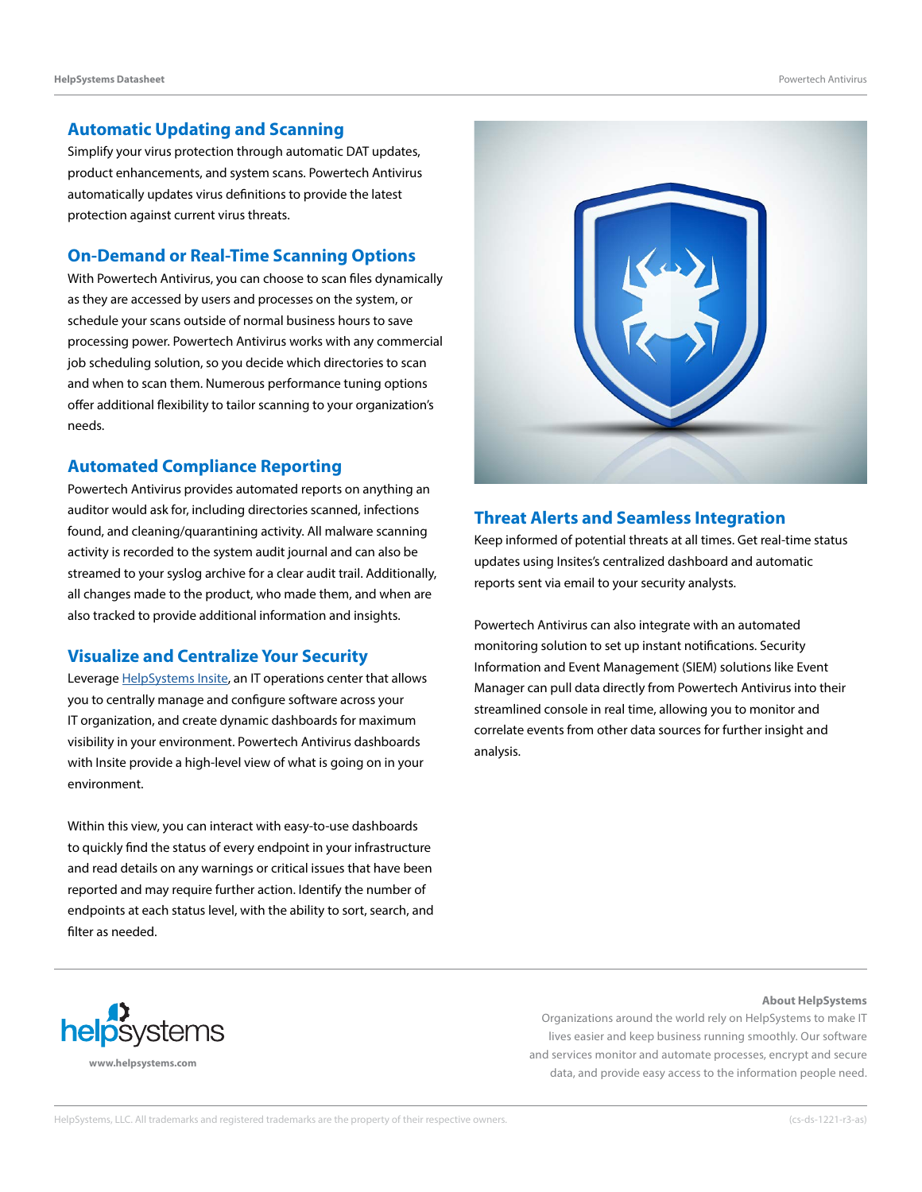## Automatic Updating and Scanning

Simplify your virus protection through automatic DAT updates, product enhancements, and system scans. Powertech Antivirus automatically updates virus definitions to provide the latest protection against current virus threats.

## On-Demand or Real-Time Scanning Options

With Powertech Antivirus, you can choose to scan files dynamically as they are accessed by users and processes on the system, or schedule your scans outside of normal business hours to save processing power. Powertech Antivirus works with any commercial job scheduling solution, so you decide which directories to scan and when to scan them. Numerous performance tuning options offer additional flexibility to tailor scanning to your organization's needs.

## Automated Compliance Reporting

Powertech Antivirus provides automated reports on anything an auditor would ask for, including directories scanned, infections found, and cleaning/quarantining activity. All malware scanning activity is recorded to the system audit journal and can also be streamed to your syslog archive for a clear audit trail. Additionally, all changes made to the product, who made them, and when are also tracked to provide additional information and insights.

## Visualize and Centralize Your Security

Leverage HelpSystems Insite, an IT operations center that allows you to centrally manage and configure software across your IT organization, and create dynamic dashboards for maximum visibility in your environment. Powertech Antivirus dashboards with Insite provide a high-level view of what is going on in your environment.

Within this view, you can interact with easy-to-use dashboards to quickly find the status of every endpoint in your infrastructure and read details on any warnings or critical issues that have been reported and may require further action. Identify the number of endpoints at each status level, with the ability to sort, search, and filter as needed.

## Threat Alerts and Seamless Integration

Keep informed of potential threats at all times. Get real-time status updates using Insites's centralized dashboard and automatic reports sent via email to your security analysts.

Powertech Antivirus can also integrate with an automated monitoring solution to set up instant notifications. Security Information and Event Management (SIEM) solutions like Event Manager can pull data directly from Powertech Antivirus into their streamlined console in real time, allowing you to monitor and correlate events from other data sources for further insight and analysis.

www.helpsystems.com

**About HelpSystems**

Organizations around the world rely on HelpSystems to make IT lives easier and keep business running smoothly. Our software and services monitor and automate processes, encrypt and secure data, and provide easy access to the information people need.

HelpSystems, LLC. All trademarks and registered trademarks are the property of their respective owners.

(cs-ds-1221-r3-as)